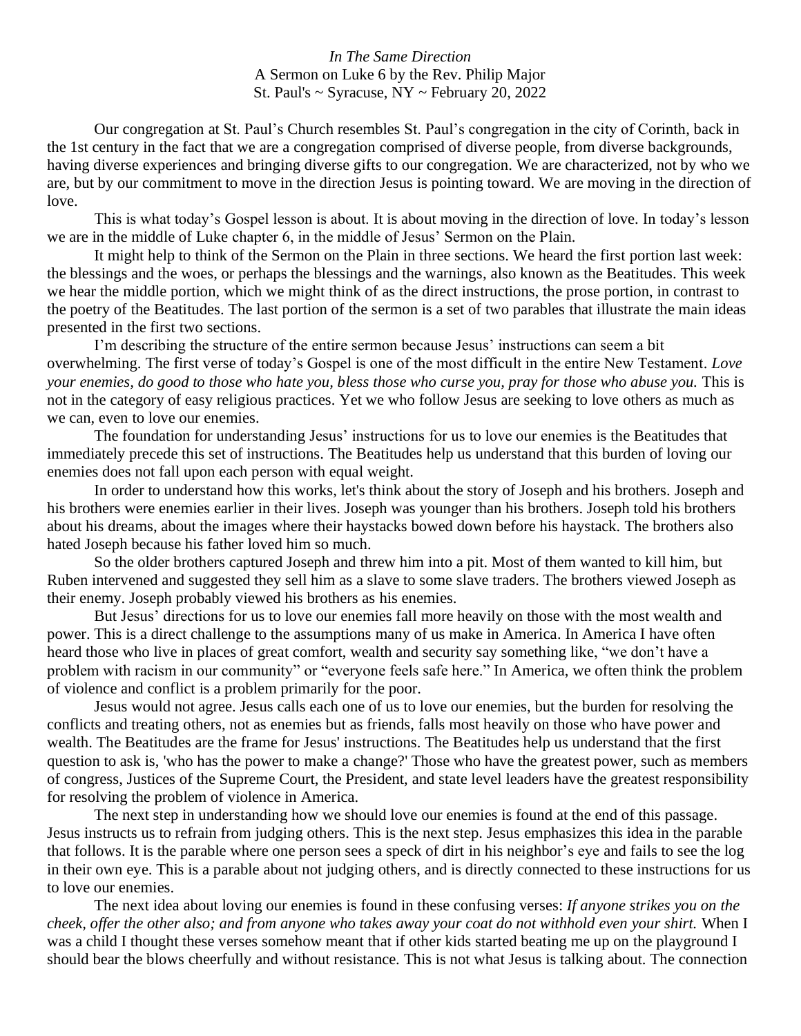*In The Same Direction*
A Sermon on Luke 6 by the Rev. Philip Major
St. Paul's ~ Syracuse, NY ~ February 20, 2022

Our congregation at St. Paul's Church resembles St. Paul's congregation in the city of Corinth, back in the 1st century in the fact that we are a congregation comprised of diverse people, from diverse backgrounds, having diverse experiences and bringing diverse gifts to our congregation. We are characterized, not by who we are, but by our commitment to move in the direction Jesus is pointing toward. We are moving in the direction of love.

This is what today's Gospel lesson is about. It is about moving in the direction of love. In today's lesson we are in the middle of Luke chapter 6, in the middle of Jesus' Sermon on the Plain.

It might help to think of the Sermon on the Plain in three sections. We heard the first portion last week: the blessings and the woes, or perhaps the blessings and the warnings, also known as the Beatitudes. This week we hear the middle portion, which we might think of as the direct instructions, the prose portion, in contrast to the poetry of the Beatitudes. The last portion of the sermon is a set of two parables that illustrate the main ideas presented in the first two sections.

I'm describing the structure of the entire sermon because Jesus' instructions can seem a bit overwhelming. The first verse of today's Gospel is one of the most difficult in the entire New Testament. *Love your enemies, do good to those who hate you, bless those who curse you, pray for those who abuse you.* This is not in the category of easy religious practices. Yet we who follow Jesus are seeking to love others as much as we can, even to love our enemies.

The foundation for understanding Jesus' instructions for us to love our enemies is the Beatitudes that immediately precede this set of instructions. The Beatitudes help us understand that this burden of loving our enemies does not fall upon each person with equal weight.

In order to understand how this works, let's think about the story of Joseph and his brothers. Joseph and his brothers were enemies earlier in their lives. Joseph was younger than his brothers. Joseph told his brothers about his dreams, about the images where their haystacks bowed down before his haystack. The brothers also hated Joseph because his father loved him so much.

So the older brothers captured Joseph and threw him into a pit. Most of them wanted to kill him, but Ruben intervened and suggested they sell him as a slave to some slave traders. The brothers viewed Joseph as their enemy. Joseph probably viewed his brothers as his enemies.

But Jesus' directions for us to love our enemies fall more heavily on those with the most wealth and power. This is a direct challenge to the assumptions many of us make in America. In America I have often heard those who live in places of great comfort, wealth and security say something like, "we don't have a problem with racism in our community" or "everyone feels safe here." In America, we often think the problem of violence and conflict is a problem primarily for the poor.

Jesus would not agree. Jesus calls each one of us to love our enemies, but the burden for resolving the conflicts and treating others, not as enemies but as friends, falls most heavily on those who have power and wealth. The Beatitudes are the frame for Jesus' instructions. The Beatitudes help us understand that the first question to ask is, 'who has the power to make a change?' Those who have the greatest power, such as members of congress, Justices of the Supreme Court, the President, and state level leaders have the greatest responsibility for resolving the problem of violence in America.

The next step in understanding how we should love our enemies is found at the end of this passage. Jesus instructs us to refrain from judging others. This is the next step. Jesus emphasizes this idea in the parable that follows. It is the parable where one person sees a speck of dirt in his neighbor's eye and fails to see the log in their own eye. This is a parable about not judging others, and is directly connected to these instructions for us to love our enemies.

The next idea about loving our enemies is found in these confusing verses: *If anyone strikes you on the cheek, offer the other also; and from anyone who takes away your coat do not withhold even your shirt.* When I was a child I thought these verses somehow meant that if other kids started beating me up on the playground I should bear the blows cheerfully and without resistance. This is not what Jesus is talking about. The connection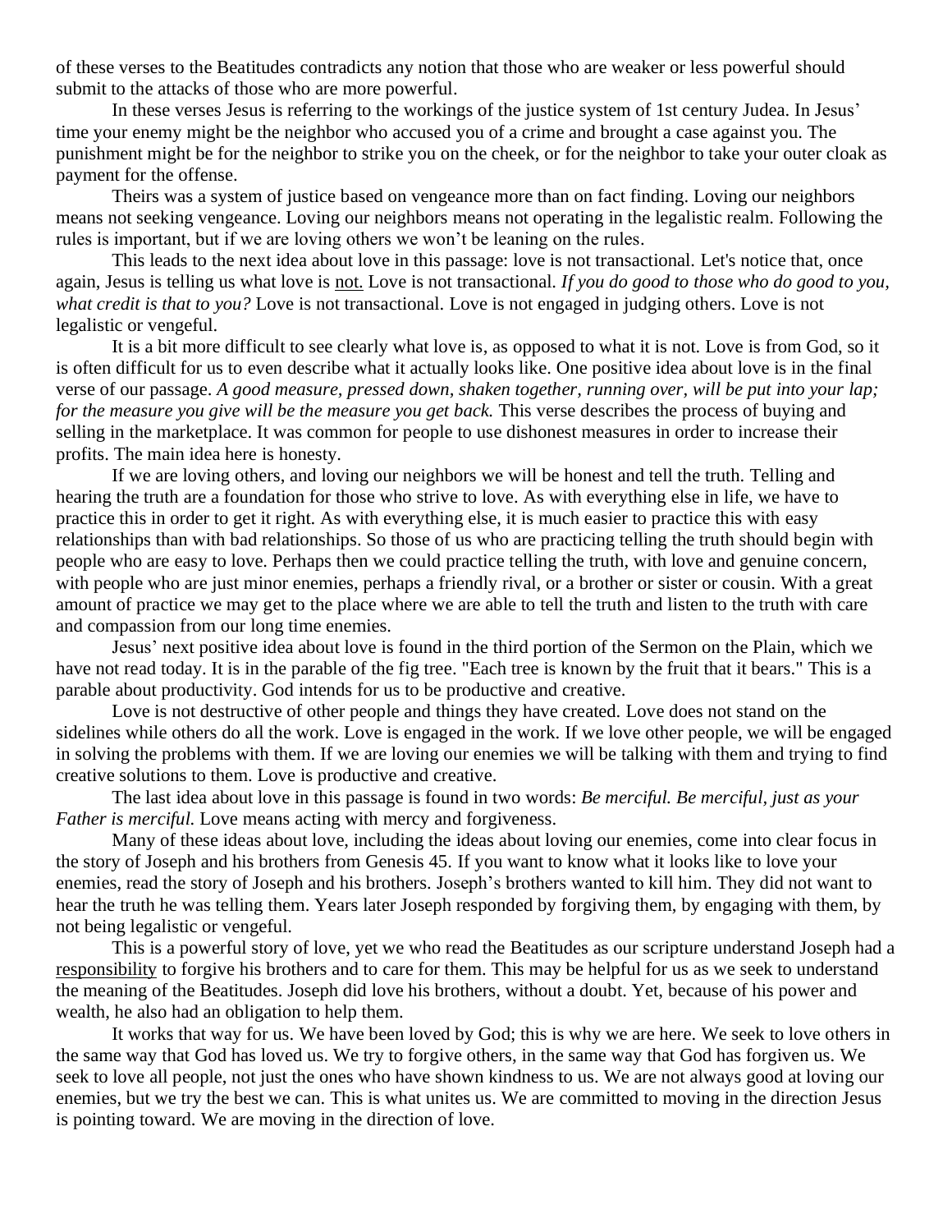of these verses to the Beatitudes contradicts any notion that those who are weaker or less powerful should submit to the attacks of those who are more powerful.

In these verses Jesus is referring to the workings of the justice system of 1st century Judea. In Jesus' time your enemy might be the neighbor who accused you of a crime and brought a case against you. The punishment might be for the neighbor to strike you on the cheek, or for the neighbor to take your outer cloak as payment for the offense.

Theirs was a system of justice based on vengeance more than on fact finding. Loving our neighbors means not seeking vengeance. Loving our neighbors means not operating in the legalistic realm. Following the rules is important, but if we are loving others we won't be leaning on the rules.

This leads to the next idea about love in this passage: love is not transactional. Let's notice that, once again, Jesus is telling us what love is not. Love is not transactional. *If you do good to those who do good to you, what credit is that to you?* Love is not transactional. Love is not engaged in judging others. Love is not legalistic or vengeful.

It is a bit more difficult to see clearly what love is, as opposed to what it is not. Love is from God, so it is often difficult for us to even describe what it actually looks like. One positive idea about love is in the final verse of our passage. *A good measure, pressed down, shaken together, running over, will be put into your lap; for the measure you give will be the measure you get back.* This verse describes the process of buying and selling in the marketplace. It was common for people to use dishonest measures in order to increase their profits. The main idea here is honesty.

If we are loving others, and loving our neighbors we will be honest and tell the truth. Telling and hearing the truth are a foundation for those who strive to love. As with everything else in life, we have to practice this in order to get it right. As with everything else, it is much easier to practice this with easy relationships than with bad relationships. So those of us who are practicing telling the truth should begin with people who are easy to love. Perhaps then we could practice telling the truth, with love and genuine concern, with people who are just minor enemies, perhaps a friendly rival, or a brother or sister or cousin. With a great amount of practice we may get to the place where we are able to tell the truth and listen to the truth with care and compassion from our long time enemies.

Jesus' next positive idea about love is found in the third portion of the Sermon on the Plain, which we have not read today. It is in the parable of the fig tree. "Each tree is known by the fruit that it bears." This is a parable about productivity. God intends for us to be productive and creative.

Love is not destructive of other people and things they have created. Love does not stand on the sidelines while others do all the work. Love is engaged in the work. If we love other people, we will be engaged in solving the problems with them. If we are loving our enemies we will be talking with them and trying to find creative solutions to them. Love is productive and creative.

The last idea about love in this passage is found in two words: *Be merciful. Be merciful, just as your Father is merciful.* Love means acting with mercy and forgiveness.

Many of these ideas about love, including the ideas about loving our enemies, come into clear focus in the story of Joseph and his brothers from Genesis 45. If you want to know what it looks like to love your enemies, read the story of Joseph and his brothers. Joseph's brothers wanted to kill him. They did not want to hear the truth he was telling them. Years later Joseph responded by forgiving them, by engaging with them, by not being legalistic or vengeful.

This is a powerful story of love, yet we who read the Beatitudes as our scripture understand Joseph had a responsibility to forgive his brothers and to care for them. This may be helpful for us as we seek to understand the meaning of the Beatitudes. Joseph did love his brothers, without a doubt. Yet, because of his power and wealth, he also had an obligation to help them.

It works that way for us. We have been loved by God; this is why we are here. We seek to love others in the same way that God has loved us. We try to forgive others, in the same way that God has forgiven us. We seek to love all people, not just the ones who have shown kindness to us. We are not always good at loving our enemies, but we try the best we can. This is what unites us. We are committed to moving in the direction Jesus is pointing toward. We are moving in the direction of love.